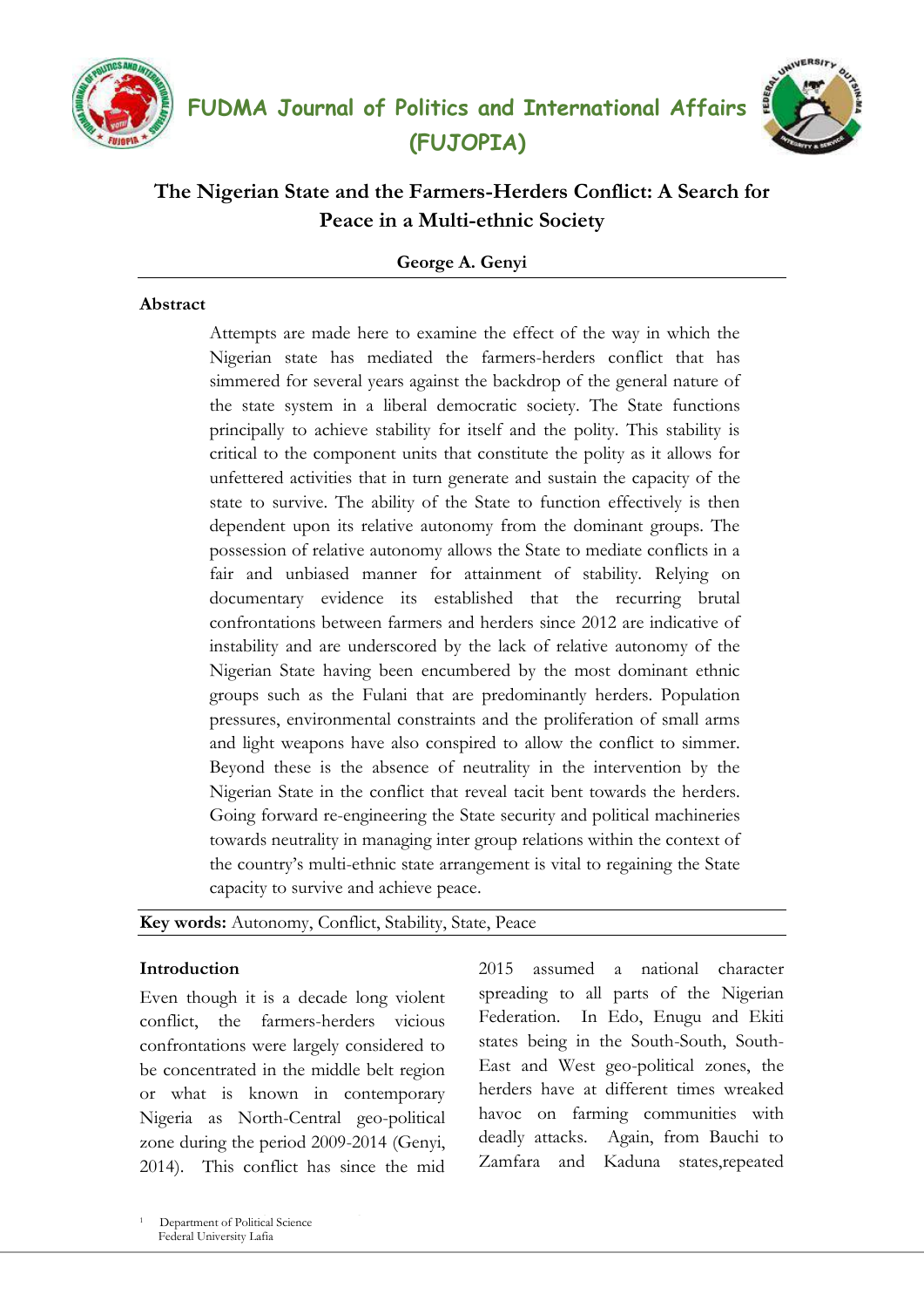# FUDMA Journal of Politics and International Affairs (FUJOPIA)

## The Nigerian State and the Farmers-Herders Conflict: A Search for Peace in a Multi-ethnic Society

**George A. Genyi**[1]

### Abstract

Attempts are made here to examine the effect of the way in which the Nigerian state has mediated the farmers-herders conflict that has simmered for several years against the backdrop of the general nature of the state system in a liberal democratic society. The State functions principally to achieve stability for itself and the polity. This stability is critical to the component units that constitute the polity as it allows for unfettered activities that in turn generate and sustain the capacity of the state to survive. The ability of the State to function effectively is then dependent upon its relative autonomy from the dominant groups. The possession of relative autonomy allows the State to mediate conflicts in a fair and unbiased manner for attainment of stability. Relying on documentary evidence its established that the recurring brutal confrontations between farmers and herders since 2012 are indicative of instability and are underscored by the lack of relative autonomy of the Nigerian State having been encumbered by the most dominant ethnic groups such as the Fulani that are predominantly herders. Population pressures, environmental constraints and the proliferation of small arms and light weapons have also conspired to allow the conflict to simmer. Beyond these is the absence of neutrality in the intervention by the Nigerian State in the conflict that reveal tacit bent towards the herders. Going forward re-engineering the State security and political machineries towards neutrality in managing inter group relations within the context of the country's multi-ethnic state arrangement is vital to regaining the State capacity to survive and achieve peace.

**Key words:** Autonomy, Conflict, Stability, State, Peace

### Introduction

Even though it is a decade long violent conflict, the farmers-herders vicious confrontations were largely considered to be concentrated in the middle belt region or what is known in contemporary Nigeria as North-Central geo-political zone during the period 2009-2014 (Genyi, 2014). This conflict has since the mid 2015 assumed a national character spreading to all parts of the Nigerian Federation. In Edo, Enugu and Ekiti states being in the South-South, South-East and West geo-political zones, the herders have at different times wreaked havoc on farming communities with deadly attacks. Again, from Bauchi to Zamfara and Kaduna states,repeated

[1] Department of Political Science, Federal University Lafia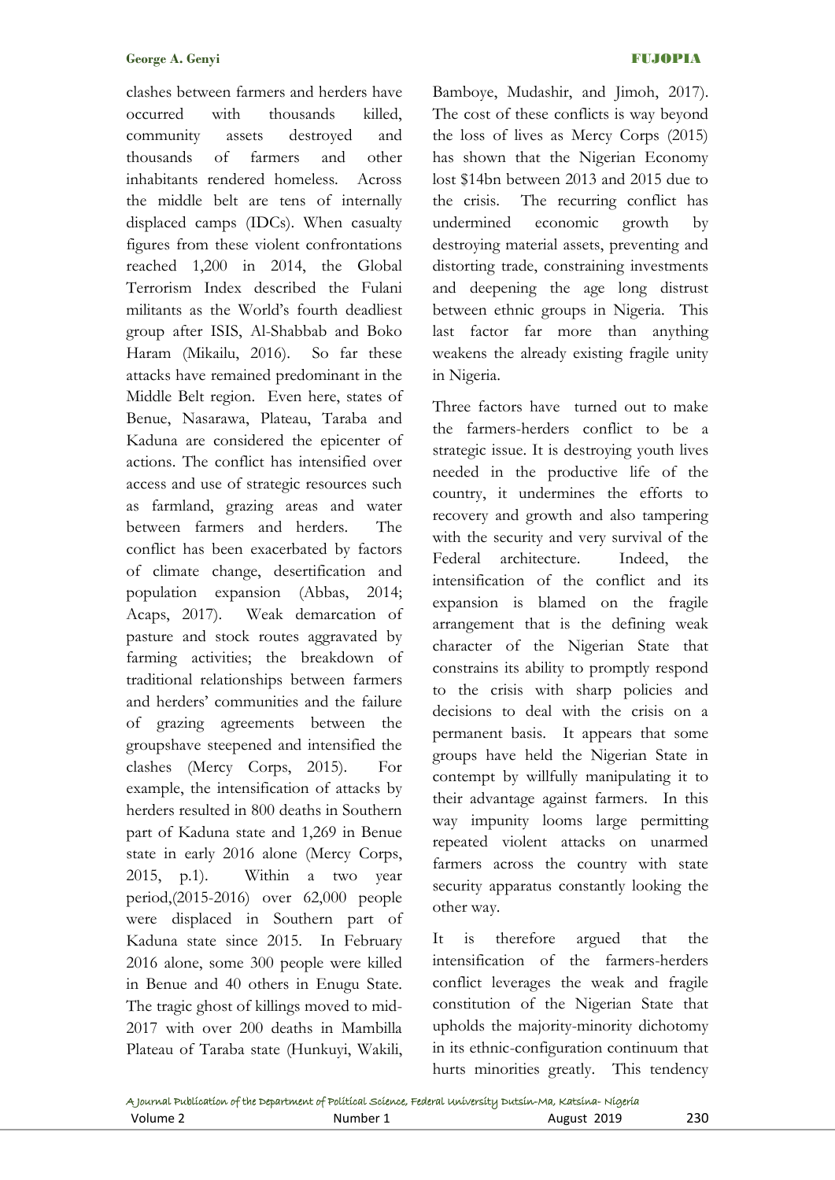clashes between farmers and herders have occurred with thousands killed, community assets destroyed and thousands of farmers and other inhabitants rendered homeless. Across the middle belt are tens of internally displaced camps (IDCs). When casualty figures from these violent confrontations reached 1,200 in 2014, the Global Terrorism Index described the Fulani militants as the World's fourth deadliest group after ISIS, Al-Shabbab and Boko Haram (Mikailu, 2016). So far these attacks have remained predominant in the Middle Belt region. Even here, states of Benue, Nasarawa, Plateau, Taraba and Kaduna are considered the epicenter of actions. The conflict has intensified over access and use of strategic resources such as farmland, grazing areas and water between farmers and herders. The conflict has been exacerbated by factors of climate change, desertification and population expansion (Abbas, 2014; Acaps, 2017). Weak demarcation of pasture and stock routes aggravated by farming activities; the breakdown of traditional relationships between farmers and herders' communities and the failure of grazing agreements between the groupshave steepened and intensified the clashes (Mercy Corps, 2015). For example, the intensification of attacks by herders resulted in 800 deaths in Southern part of Kaduna state and 1,269 in Benue state in early 2016 alone (Mercy Corps, 2015, p.1). Within a two year period,(2015-2016) over 62,000 people were displaced in Southern part of Kaduna state since 2015. In February 2016 alone, some 300 people were killed in Benue and 40 others in Enugu State. The tragic ghost of killings moved to mid-2017 with over 200 deaths in Mambilla Plateau of Taraba state (Hunkuyi, Wakili, Bamboye, Mudashir, and Jimoh, 2017). The cost of these conflicts is way beyond the loss of lives as Mercy Corps (2015) has shown that the Nigerian Economy lost $14bn between 2013 and 2015 due to the crisis. The recurring conflict has undermined economic growth by destroying material assets, preventing and distorting trade, constraining investments and deepening the age long distrust between ethnic groups in Nigeria. This last factor far more than anything weakens the already existing fragile unity in Nigeria.

Three factors have turned out to make the farmers-herders conflict to be a strategic issue. It is destroying youth lives needed in the productive life of the country, it undermines the efforts to recovery and growth and also tampering with the security and very survival of the Federal architecture. Indeed, the intensification of the conflict and its expansion is blamed on the fragile arrangement that is the defining weak character of the Nigerian State that constrains its ability to promptly respond to the crisis with sharp policies and decisions to deal with the crisis on a permanent basis. It appears that some groups have held the Nigerian State in contempt by willfully manipulating it to their advantage against farmers. In this way impunity looms large permitting repeated violent attacks on unarmed farmers across the country with state security apparatus constantly looking the other way.

It is therefore argued that the intensification of the farmers-herders conflict leverages the weak and fragile constitution of the Nigerian State that upholds the majority-minority dichotomy in its ethnic-configuration continuum that hurts minorities greatly. This tendency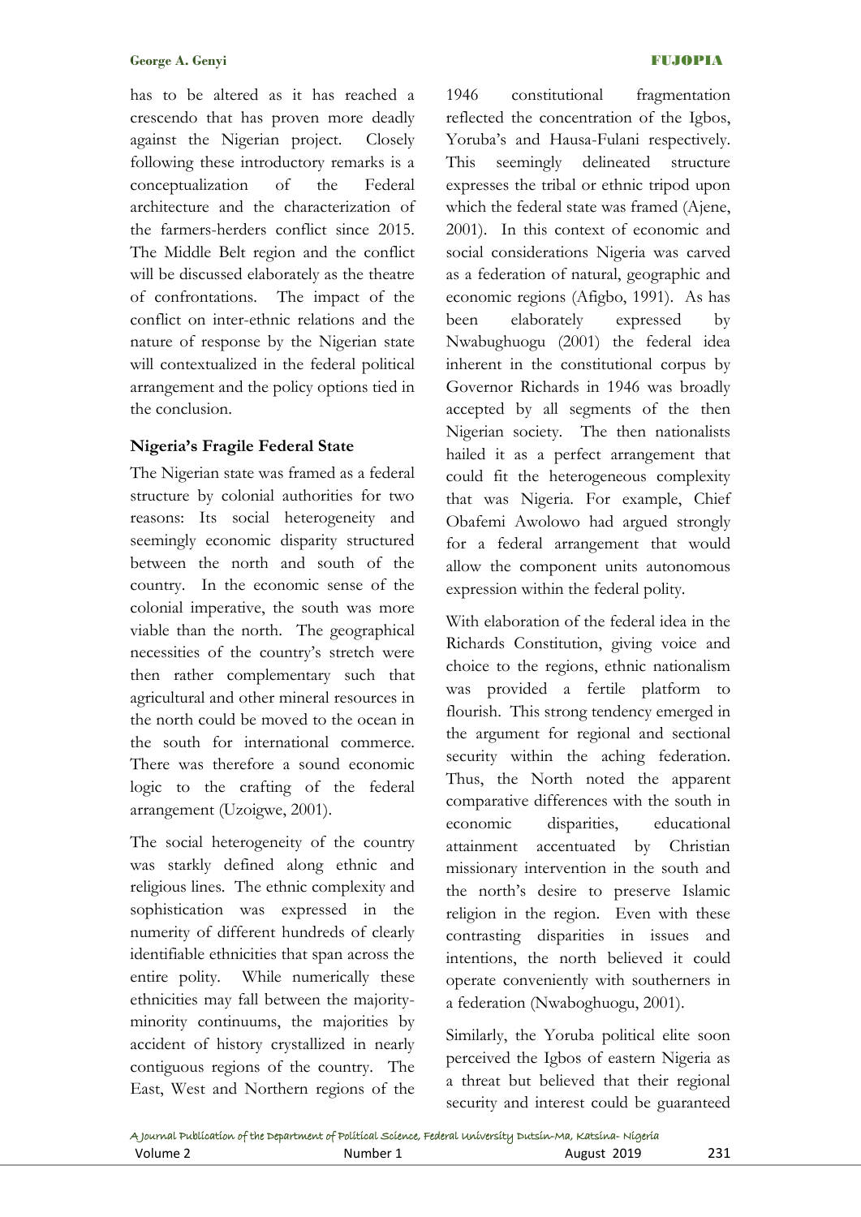has to be altered as it has reached a crescendo that has proven more deadly against the Nigerian project. Closely following these introductory remarks is a conceptualization of the Federal architecture and the characterization of the farmers-herders conflict since 2015. The Middle Belt region and the conflict will be discussed elaborately as the theatre of confrontations. The impact of the conflict on inter-ethnic relations and the nature of response by the Nigerian state will contextualized in the federal political arrangement and the policy options tied in the conclusion.

## Nigeria's Fragile Federal State

The Nigerian state was framed as a federal structure by colonial authorities for two reasons: Its social heterogeneity and seemingly economic disparity structured between the north and south of the country. In the economic sense of the colonial imperative, the south was more viable than the north. The geographical necessities of the country's stretch were then rather complementary such that agricultural and other mineral resources in the north could be moved to the ocean in the south for international commerce. There was therefore a sound economic logic to the crafting of the federal arrangement (Uzoigwe, 2001).

The social heterogeneity of the country was starkly defined along ethnic and religious lines. The ethnic complexity and sophistication was expressed in the numerity of different hundreds of clearly identifiable ethnicities that span across the entire polity. While numerically these ethnicities may fall between the majority-minority continuums, the majorities by accident of history crystallized in nearly contiguous regions of the country. The East, West and Northern regions of the 1946 constitutional fragmentation reflected the concentration of the Igbos, Yoruba's and Hausa-Fulani respectively. This seemingly delineated structure expresses the tribal or ethnic tripod upon which the federal state was framed (Ajene, 2001). In this context of economic and social considerations Nigeria was carved as a federation of natural, geographic and economic regions (Afigbo, 1991). As has been elaborately expressed by Nwabughuogu (2001) the federal idea inherent in the constitutional corpus by Governor Richards in 1946 was broadly accepted by all segments of the then Nigerian society. The then nationalists hailed it as a perfect arrangement that could fit the heterogeneous complexity that was Nigeria. For example, Chief Obafemi Awolowo had argued strongly for a federal arrangement that would allow the component units autonomous expression within the federal polity.

With elaboration of the federal idea in the Richards Constitution, giving voice and choice to the regions, ethnic nationalism was provided a fertile platform to flourish. This strong tendency emerged in the argument for regional and sectional security within the aching federation. Thus, the North noted the apparent comparative differences with the south in economic disparities, educational attainment accentuated by Christian missionary intervention in the south and the north's desire to preserve Islamic religion in the region. Even with these contrasting disparities in issues and intentions, the north believed it could operate conveniently with southerners in a federation (Nwaboghuogu, 2001).

Similarly, the Yoruba political elite soon perceived the Igbos of eastern Nigeria as a threat but believed that their regional security and interest could be guaranteed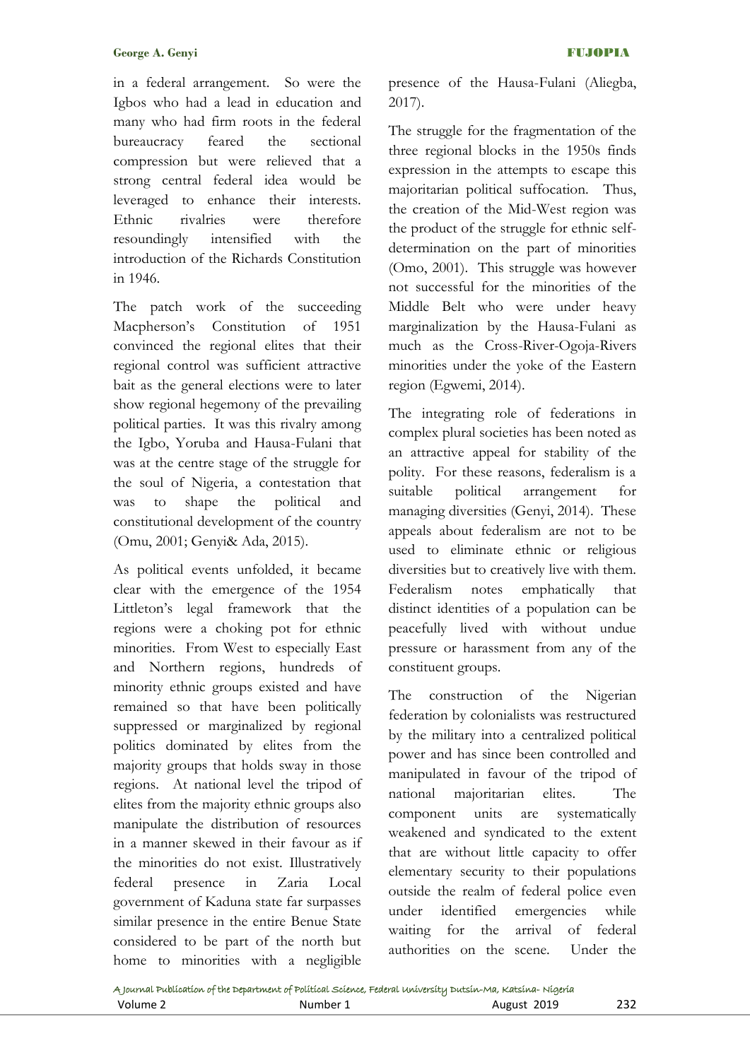in a federal arrangement. So were the Igbos who had a lead in education and many who had firm roots in the federal bureaucracy feared the sectional compression but were relieved that a strong central federal idea would be leveraged to enhance their interests. Ethnic rivalries were therefore resoundingly intensified with the introduction of the Richards Constitution in 1946.

The patch work of the succeeding Macpherson's Constitution of 1951 convinced the regional elites that their regional control was sufficient attractive bait as the general elections were to later show regional hegemony of the prevailing political parties. It was this rivalry among the Igbo, Yoruba and Hausa-Fulani that was at the centre stage of the struggle for the soul of Nigeria, a contestation that was to shape the political and constitutional development of the country (Omu, 2001; Genyi& Ada, 2015).

As political events unfolded, it became clear with the emergence of the 1954 Littleton's legal framework that the regions were a choking pot for ethnic minorities. From West to especially East and Northern regions, hundreds of minority ethnic groups existed and have remained so that have been politically suppressed or marginalized by regional politics dominated by elites from the majority groups that holds sway in those regions. At national level the tripod of elites from the majority ethnic groups also manipulate the distribution of resources in a manner skewed in their favour as if the minorities do not exist. Illustratively federal presence in Zaria Local government of Kaduna state far surpasses similar presence in the entire Benue State considered to be part of the north but home to minorities with a negligible presence of the Hausa-Fulani (Aliegba, 2017).

The struggle for the fragmentation of the three regional blocks in the 1950s finds expression in the attempts to escape this majoritarian political suffocation. Thus, the creation of the Mid-West region was the product of the struggle for ethnic self-determination on the part of minorities (Omo, 2001). This struggle was however not successful for the minorities of the Middle Belt who were under heavy marginalization by the Hausa-Fulani as much as the Cross-River-Ogoja-Rivers minorities under the yoke of the Eastern region (Egwemi, 2014).

The integrating role of federations in complex plural societies has been noted as an attractive appeal for stability of the polity. For these reasons, federalism is a suitable political arrangement for managing diversities (Genyi, 2014). These appeals about federalism are not to be used to eliminate ethnic or religious diversities but to creatively live with them. Federalism notes emphatically that distinct identities of a population can be peacefully lived with without undue pressure or harassment from any of the constituent groups.

The construction of the Nigerian federation by colonialists was restructured by the military into a centralized political power and has since been controlled and manipulated in favour of the tripod of national majoritarian elites. The component units are systematically weakened and syndicated to the extent that are without little capacity to offer elementary security to their populations outside the realm of federal police even under identified emergencies while waiting for the arrival of federal authorities on the scene. Under the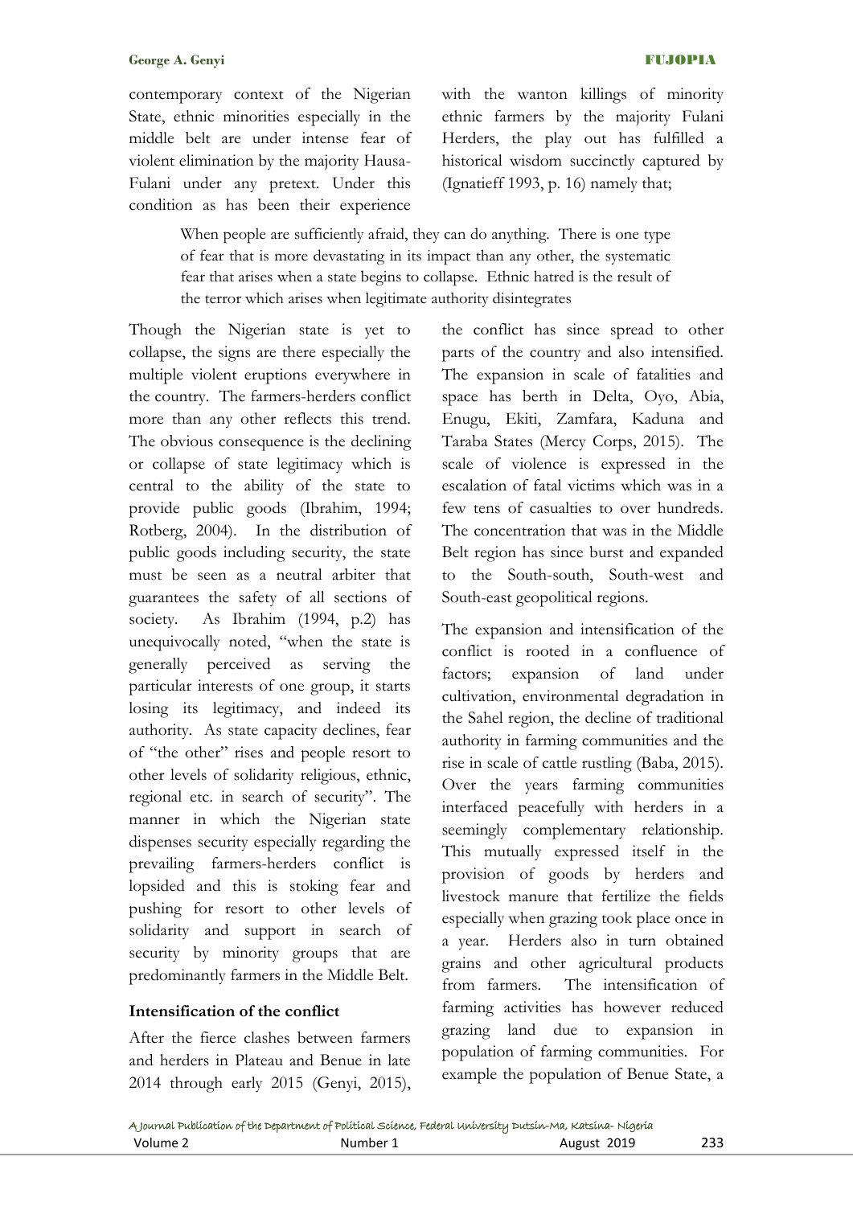contemporary context of the Nigerian State, ethnic minorities especially in the middle belt are under intense fear of violent elimination by the majority Hausa-Fulani under any pretext. Under this condition as has been their experience with the wanton killings of minority ethnic farmers by the majority Fulani Herders, the play out has fulfilled a historical wisdom succinctly captured by (Ignatieff 1993, p. 16) namely that;

> When people are sufficiently afraid, they can do anything. There is one type of fear that is more devastating in its impact than any other, the systematic fear that arises when a state begins to collapse. Ethnic hatred is the result of the terror which arises when legitimate authority disintegrates

Though the Nigerian state is yet to collapse, the signs are there especially the multiple violent eruptions everywhere in the country. The farmers-herders conflict more than any other reflects this trend. The obvious consequence is the declining or collapse of state legitimacy which is central to the ability of the state to provide public goods (Ibrahim, 1994; Rotberg, 2004). In the distribution of public goods including security, the state must be seen as a neutral arbiter that guarantees the safety of all sections of society. As Ibrahim (1994, p.2) has unequivocally noted, "when the state is generally perceived as serving the particular interests of one group, it starts losing its legitimacy, and indeed its authority. As state capacity declines, fear of "the other" rises and people resort to other levels of solidarity religious, ethnic, regional etc. in search of security". The manner in which the Nigerian state dispenses security especially regarding the prevailing farmers-herders conflict is lopsided and this is stoking fear and pushing for resort to other levels of solidarity and support in search of security by minority groups that are predominantly farmers in the Middle Belt.

**Intensification of the conflict**

After the fierce clashes between farmers and herders in Plateau and Benue in late 2014 through early 2015 (Genyi, 2015), the conflict has since spread to other parts of the country and also intensified. The expansion in scale of fatalities and space has berth in Delta, Oyo, Abia, Enugu, Ekiti, Zamfara, Kaduna and Taraba States (Mercy Corps, 2015). The scale of violence is expressed in the escalation of fatal victims which was in a few tens of casualties to over hundreds. The concentration that was in the Middle Belt region has since burst and expanded to the South-south, South-west and South-east geopolitical regions.

The expansion and intensification of the conflict is rooted in a confluence of factors; expansion of land under cultivation, environmental degradation in the Sahel region, the decline of traditional authority in farming communities and the rise in scale of cattle rustling (Baba, 2015). Over the years farming communities interfaced peacefully with herders in a seemingly complementary relationship. This mutually expressed itself in the provision of goods by herders and livestock manure that fertilize the fields especially when grazing took place once in a year. Herders also in turn obtained grains and other agricultural products from farmers. The intensification of farming activities has however reduced grazing land due to expansion in population of farming communities. For example the population of Benue State, a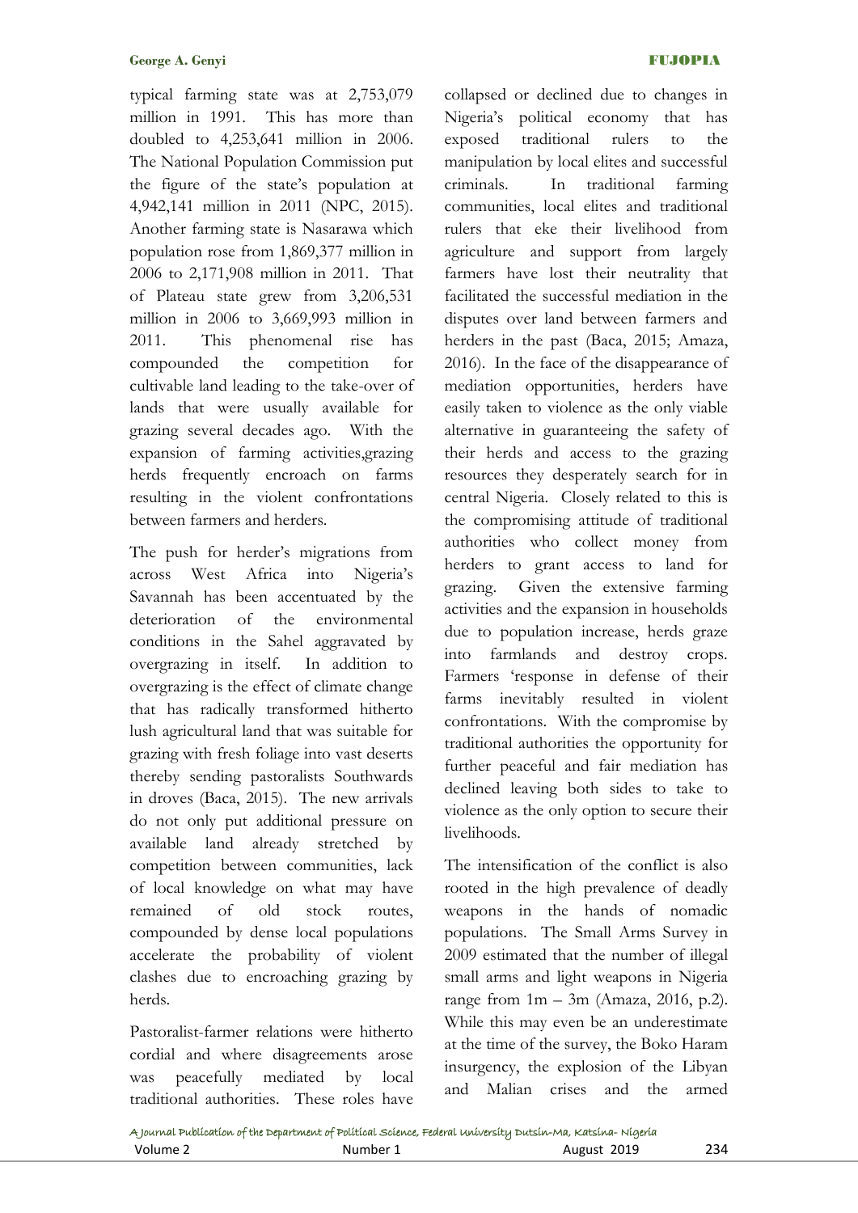typical farming state was at 2,753,079 million in 1991. This has more than doubled to 4,253,641 million in 2006. The National Population Commission put the figure of the state's population at 4,942,141 million in 2011 (NPC, 2015). Another farming state is Nasarawa which population rose from 1,869,377 million in 2006 to 2,171,908 million in 2011. That of Plateau state grew from 3,206,531 million in 2006 to 3,669,993 million in 2011. This phenomenal rise has compounded the competition for cultivable land leading to the take-over of lands that were usually available for grazing several decades ago. With the expansion of farming activities,grazing herds frequently encroach on farms resulting in the violent confrontations between farmers and herders.

The push for herder's migrations from across West Africa into Nigeria's Savannah has been accentuated by the deterioration of the environmental conditions in the Sahel aggravated by overgrazing in itself. In addition to overgrazing is the effect of climate change that has radically transformed hitherto lush agricultural land that was suitable for grazing with fresh foliage into vast deserts thereby sending pastoralists Southwards in droves (Baca, 2015). The new arrivals do not only put additional pressure on available land already stretched by competition between communities, lack of local knowledge on what may have remained of old stock routes, compounded by dense local populations accelerate the probability of violent clashes due to encroaching grazing by herds.

Pastoralist-farmer relations were hitherto cordial and where disagreements arose was peacefully mediated by local traditional authorities. These roles have collapsed or declined due to changes in Nigeria's political economy that has exposed traditional rulers to the manipulation by local elites and successful criminals. In traditional farming communities, local elites and traditional rulers that eke their livelihood from agriculture and support from largely farmers have lost their neutrality that facilitated the successful mediation in the disputes over land between farmers and herders in the past (Baca, 2015; Amaza, 2016). In the face of the disappearance of mediation opportunities, herders have easily taken to violence as the only viable alternative in guaranteeing the safety of their herds and access to the grazing resources they desperately search for in central Nigeria. Closely related to this is the compromising attitude of traditional authorities who collect money from herders to grant access to land for grazing. Given the extensive farming activities and the expansion in households due to population increase, herds graze into farmlands and destroy crops. Farmers 'response in defense of their farms inevitably resulted in violent confrontations. With the compromise by traditional authorities the opportunity for further peaceful and fair mediation has declined leaving both sides to take to violence as the only option to secure their livelihoods.

The intensification of the conflict is also rooted in the high prevalence of deadly weapons in the hands of nomadic populations. The Small Arms Survey in 2009 estimated that the number of illegal small arms and light weapons in Nigeria range from 1m – 3m (Amaza, 2016, p.2). While this may even be an underestimate at the time of the survey, the Boko Haram insurgency, the explosion of the Libyan and Malian crises and the armed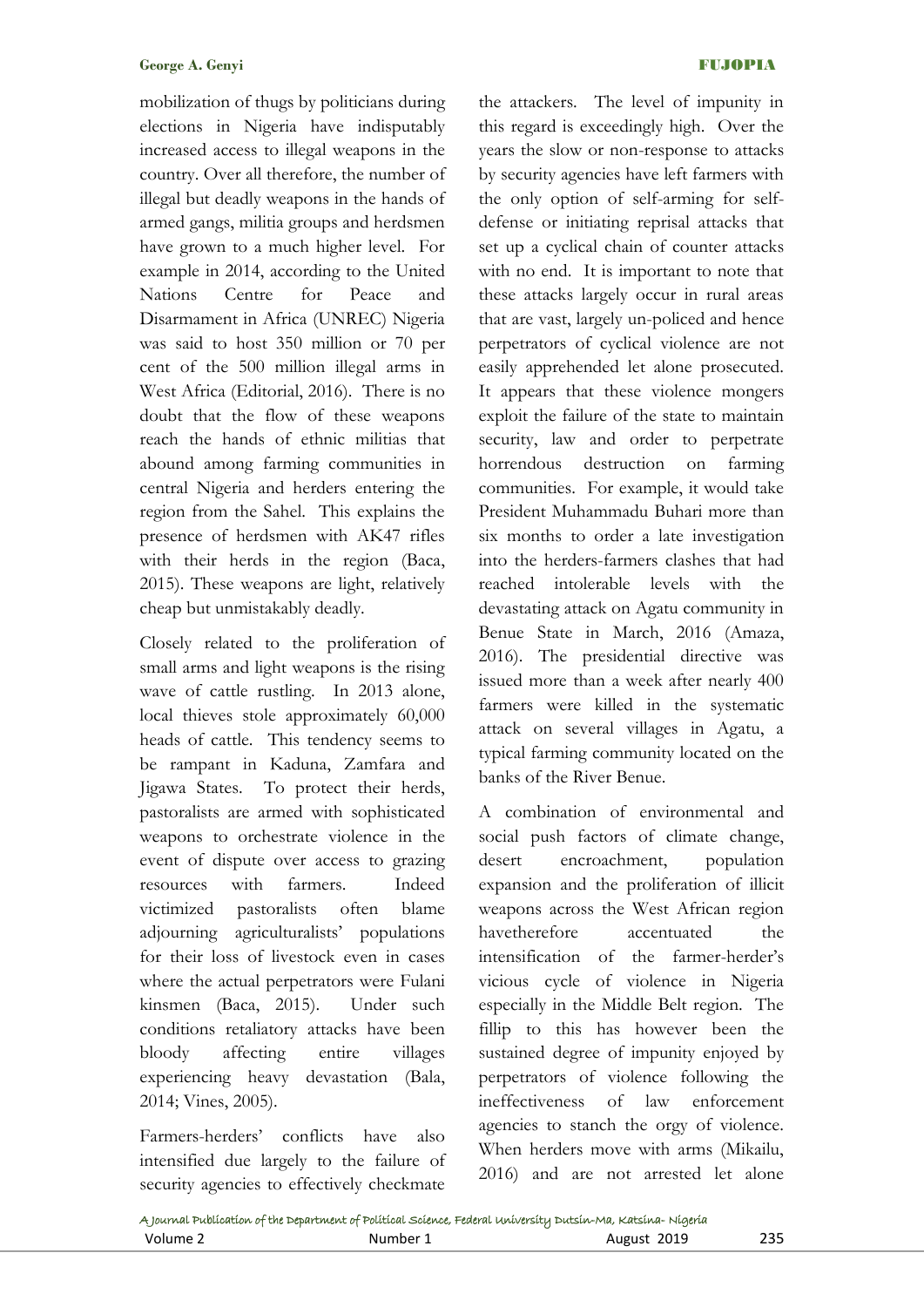mobilization of thugs by politicians during elections in Nigeria have indisputably increased access to illegal weapons in the country. Over all therefore, the number of illegal but deadly weapons in the hands of armed gangs, militia groups and herdsmen have grown to a much higher level. For example in 2014, according to the United Nations Centre for Peace and Disarmament in Africa (UNREC) Nigeria was said to host 350 million or 70 per cent of the 500 million illegal arms in West Africa (Editorial, 2016). There is no doubt that the flow of these weapons reach the hands of ethnic militias that abound among farming communities in central Nigeria and herders entering the region from the Sahel. This explains the presence of herdsmen with AK47 rifles with their herds in the region (Baca, 2015). These weapons are light, relatively cheap but unmistakably deadly.

Closely related to the proliferation of small arms and light weapons is the rising wave of cattle rustling. In 2013 alone, local thieves stole approximately 60,000 heads of cattle. This tendency seems to be rampant in Kaduna, Zamfara and Jigawa States. To protect their herds, pastoralists are armed with sophisticated weapons to orchestrate violence in the event of dispute over access to grazing resources with farmers. Indeed victimized pastoralists often blame adjourning agriculturalists' populations for their loss of livestock even in cases where the actual perpetrators were Fulani kinsmen (Baca, 2015). Under such conditions retaliatory attacks have been bloody affecting entire villages experiencing heavy devastation (Bala, 2014; Vines, 2005).

Farmers-herders' conflicts have also intensified due largely to the failure of security agencies to effectively checkmate the attackers. The level of impunity in this regard is exceedingly high. Over the years the slow or non-response to attacks by security agencies have left farmers with the only option of self-arming for self-defense or initiating reprisal attacks that set up a cyclical chain of counter attacks with no end. It is important to note that these attacks largely occur in rural areas that are vast, largely un-policed and hence perpetrators of cyclical violence are not easily apprehended let alone prosecuted. It appears that these violence mongers exploit the failure of the state to maintain security, law and order to perpetrate horrendous destruction on farming communities. For example, it would take President Muhammadu Buhari more than six months to order a late investigation into the herders-farmers clashes that had reached intolerable levels with the devastating attack on Agatu community in Benue State in March, 2016 (Amaza, 2016). The presidential directive was issued more than a week after nearly 400 farmers were killed in the systematic attack on several villages in Agatu, a typical farming community located on the banks of the River Benue.

A combination of environmental and social push factors of climate change, desert encroachment, population expansion and the proliferation of illicit weapons across the West African region havetherefore accentuated the intensification of the farmer-herder's vicious cycle of violence in Nigeria especially in the Middle Belt region. The fillip to this has however been the sustained degree of impunity enjoyed by perpetrators of violence following the ineffectiveness of law enforcement agencies to stanch the orgy of violence. When herders move with arms (Mikailu, 2016) and are not arrested let alone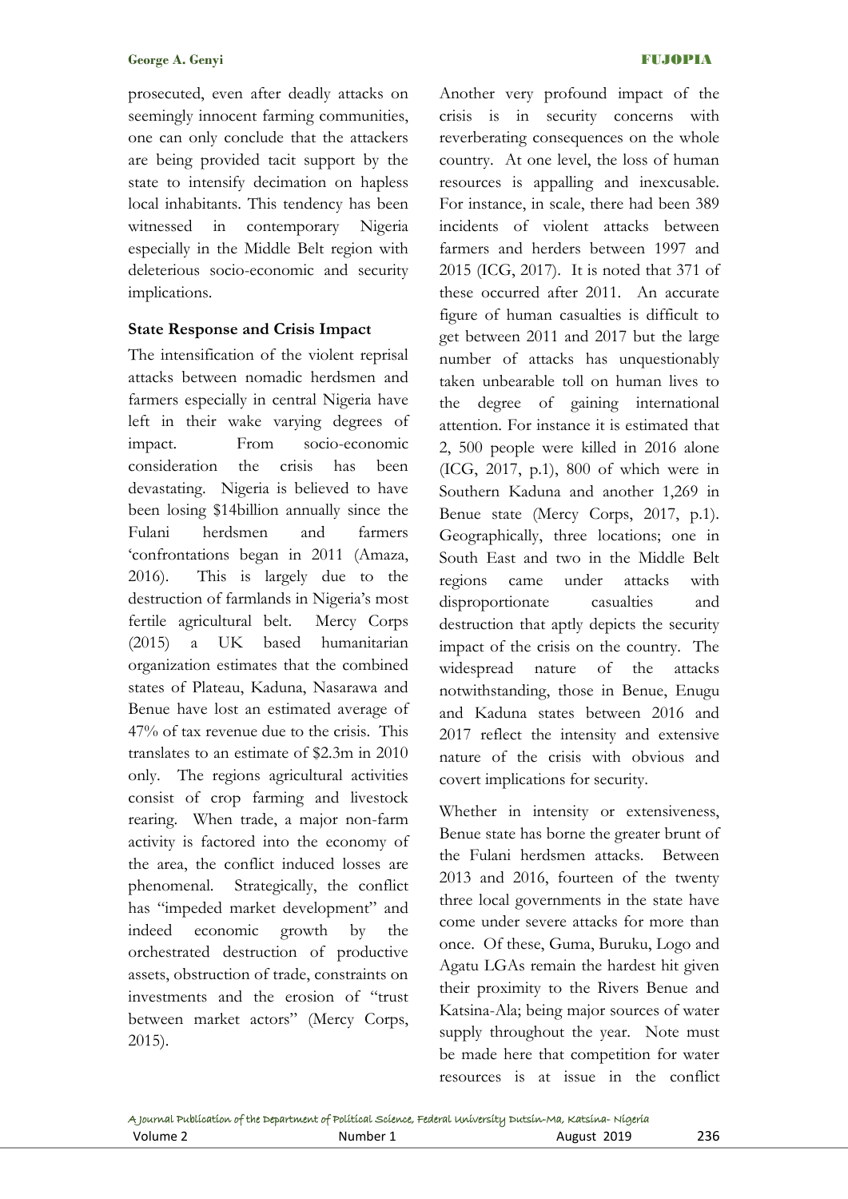prosecuted, even after deadly attacks on seemingly innocent farming communities, one can only conclude that the attackers are being provided tacit support by the state to intensify decimation on hapless local inhabitants. This tendency has been witnessed in contemporary Nigeria especially in the Middle Belt region with deleterious socio-economic and security implications.

**State Response and Crisis Impact**

The intensification of the violent reprisal attacks between nomadic herdsmen and farmers especially in central Nigeria have left in their wake varying degrees of impact. From socio-economic consideration the crisis has been devastating. Nigeria is believed to have been losing $14billion annually since the Fulani herdsmen and farmers 'confrontations began in 2011 (Amaza, 2016). This is largely due to the destruction of farmlands in Nigeria's most fertile agricultural belt. Mercy Corps (2015) a UK based humanitarian organization estimates that the combined states of Plateau, Kaduna, Nasarawa and Benue have lost an estimated average of 47% of tax revenue due to the crisis. This translates to an estimate of $2.3m in 2010 only. The regions agricultural activities consist of crop farming and livestock rearing. When trade, a major non-farm activity is factored into the economy of the area, the conflict induced losses are phenomenal. Strategically, the conflict has "impeded market development" and indeed economic growth by the orchestrated destruction of productive assets, obstruction of trade, constraints on investments and the erosion of "trust between market actors" (Mercy Corps, 2015).

Another very profound impact of the crisis is in security concerns with reverberating consequences on the whole country. At one level, the loss of human resources is appalling and inexcusable. For instance, in scale, there had been 389 incidents of violent attacks between farmers and herders between 1997 and 2015 (ICG, 2017). It is noted that 371 of these occurred after 2011. An accurate figure of human casualties is difficult to get between 2011 and 2017 but the large number of attacks has unquestionably taken unbearable toll on human lives to the degree of gaining international attention. For instance it is estimated that 2, 500 people were killed in 2016 alone (ICG, 2017, p.1), 800 of which were in Southern Kaduna and another 1,269 in Benue state (Mercy Corps, 2017, p.1). Geographically, three locations; one in South East and two in the Middle Belt regions came under attacks with disproportionate casualties and destruction that aptly depicts the security impact of the crisis on the country. The widespread nature of the attacks notwithstanding, those in Benue, Enugu and Kaduna states between 2016 and 2017 reflect the intensity and extensive nature of the crisis with obvious and covert implications for security.

Whether in intensity or extensiveness, Benue state has borne the greater brunt of the Fulani herdsmen attacks. Between 2013 and 2016, fourteen of the twenty three local governments in the state have come under severe attacks for more than once. Of these, Guma, Buruku, Logo and Agatu LGAs remain the hardest hit given their proximity to the Rivers Benue and Katsina-Ala; being major sources of water supply throughout the year. Note must be made here that competition for water resources is at issue in the conflict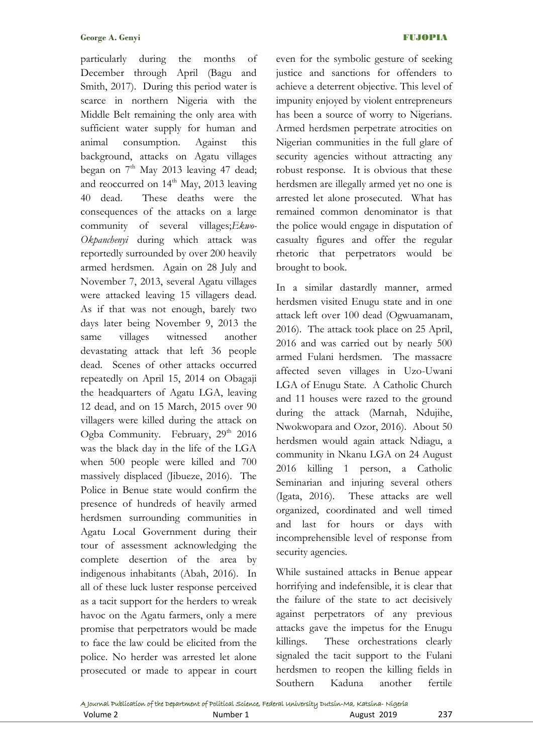particularly during the months of December through April (Bagu and Smith, 2017). During this period water is scarce in northern Nigeria with the Middle Belt remaining the only area with sufficient water supply for human and animal consumption. Against this background, attacks on Agatu villages began on 7th May 2013 leaving 47 dead; and reoccurred on 14th May, 2013 leaving 40 dead. These deaths were the consequences of the attacks on a large community of several villages;*Ekwo-Okpanchenyi* during which attack was reportedly surrounded by over 200 heavily armed herdsmen. Again on 28 July and November 7, 2013, several Agatu villages were attacked leaving 15 villagers dead. As if that was not enough, barely two days later being November 9, 2013 the same villages witnessed another devastating attack that left 36 people dead. Scenes of other attacks occurred repeatedly on April 15, 2014 on Obagaji the headquarters of Agatu LGA, leaving 12 dead, and on 15 March, 2015 over 90 villagers were killed during the attack on Ogba Community. February, 29th 2016 was the black day in the life of the LGA when 500 people were killed and 700 massively displaced (Jibueze, 2016). The Police in Benue state would confirm the presence of hundreds of heavily armed herdsmen surrounding communities in Agatu Local Government during their tour of assessment acknowledging the complete desertion of the area by indigenous inhabitants (Abah, 2016). In all of these luck luster response perceived as a tacit support for the herders to wreak havoc on the Agatu farmers, only a mere promise that perpetrators would be made to face the law could be elicited from the police. No herder was arrested let alone prosecuted or made to appear in court even for the symbolic gesture of seeking justice and sanctions for offenders to achieve a deterrent objective. This level of impunity enjoyed by violent entrepreneurs has been a source of worry to Nigerians. Armed herdsmen perpetrate atrocities on Nigerian communities in the full glare of security agencies without attracting any robust response. It is obvious that these herdsmen are illegally armed yet no one is arrested let alone prosecuted. What has remained common denominator is that the police would engage in disputation of casualty figures and offer the regular rhetoric that perpetrators would be brought to book.

In a similar dastardly manner, armed herdsmen visited Enugu state and in one attack left over 100 dead (Ogwuamanam, 2016). The attack took place on 25 April, 2016 and was carried out by nearly 500 armed Fulani herdsmen. The massacre affected seven villages in Uzo-Uwani LGA of Enugu State. A Catholic Church and 11 houses were razed to the ground during the attack (Marnah, Ndujihe, Nwokwopara and Ozor, 2016). About 50 herdsmen would again attack Ndiagu, a community in Nkanu LGA on 24 August 2016 killing 1 person, a Catholic Seminarian and injuring several others (Igata, 2016). These attacks are well organized, coordinated and well timed and last for hours or days with incomprehensible level of response from security agencies.

While sustained attacks in Benue appear horrifying and indefensible, it is clear that the failure of the state to act decisively against perpetrators of any previous attacks gave the impetus for the Enugu killings. These orchestrations clearly signaled the tacit support to the Fulani herdsmen to reopen the killing fields in Southern Kaduna another fertile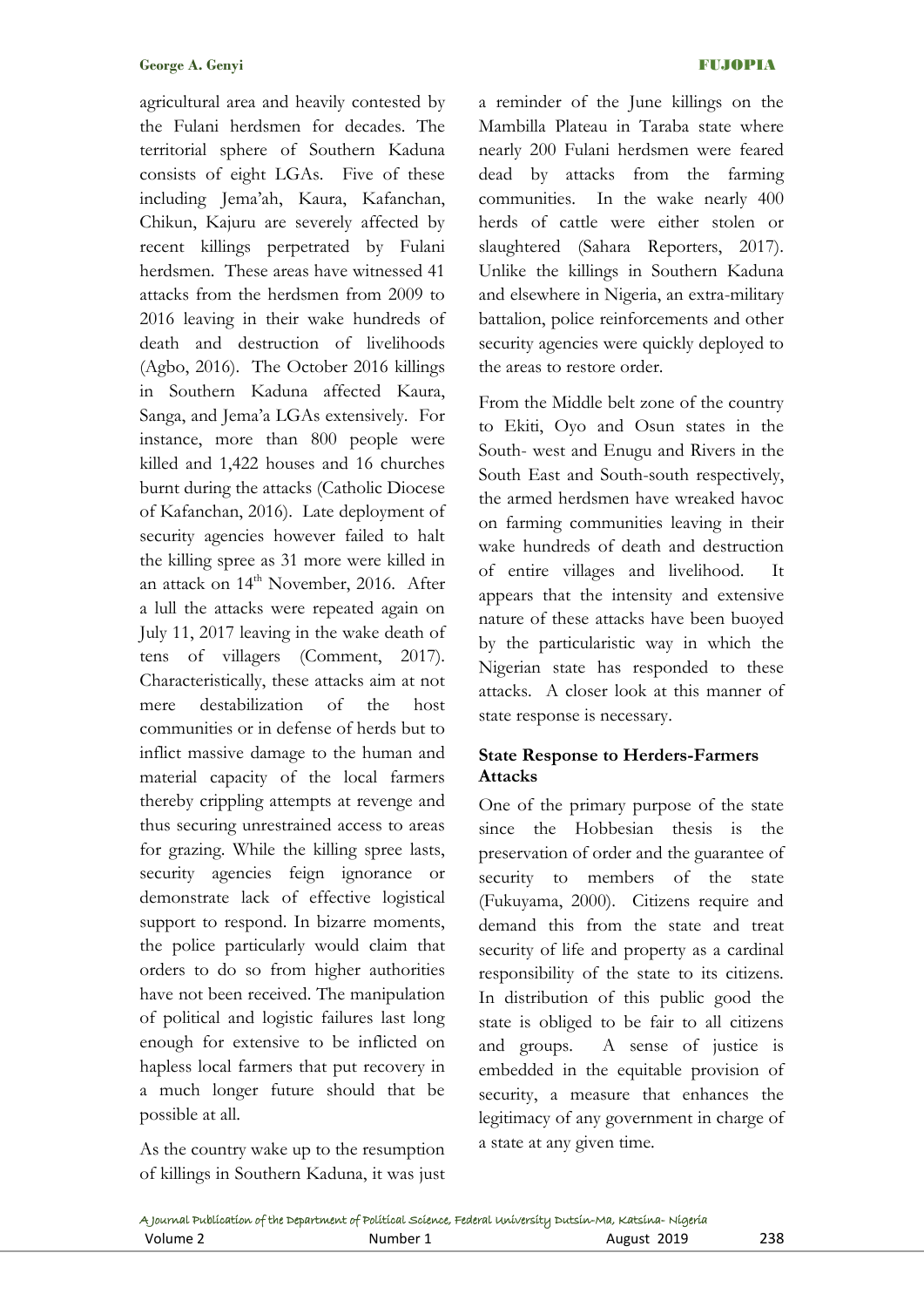agricultural area and heavily contested by the Fulani herdsmen for decades. The territorial sphere of Southern Kaduna consists of eight LGAs. Five of these including Jema'ah, Kaura, Kafanchan, Chikun, Kajuru are severely affected by recent killings perpetrated by Fulani herdsmen. These areas have witnessed 41 attacks from the herdsmen from 2009 to 2016 leaving in their wake hundreds of death and destruction of livelihoods (Agbo, 2016). The October 2016 killings in Southern Kaduna affected Kaura, Sanga, and Jema'a LGAs extensively. For instance, more than 800 people were killed and 1,422 houses and 16 churches burnt during the attacks (Catholic Diocese of Kafanchan, 2016). Late deployment of security agencies however failed to halt the killing spree as 31 more were killed in an attack on 14th November, 2016. After a lull the attacks were repeated again on July 11, 2017 leaving in the wake death of tens of villagers (Comment, 2017). Characteristically, these attacks aim at not mere destabilization of the host communities or in defense of herds but to inflict massive damage to the human and material capacity of the local farmers thereby crippling attempts at revenge and thus securing unrestrained access to areas for grazing. While the killing spree lasts, security agencies feign ignorance or demonstrate lack of effective logistical support to respond. In bizarre moments, the police particularly would claim that orders to do so from higher authorities have not been received. The manipulation of political and logistic failures last long enough for extensive to be inflicted on hapless local farmers that put recovery in a much longer future should that be possible at all.

As the country wake up to the resumption of killings in Southern Kaduna, it was just a reminder of the June killings on the Mambilla Plateau in Taraba state where nearly 200 Fulani herdsmen were feared dead by attacks from the farming communities. In the wake nearly 400 herds of cattle were either stolen or slaughtered (Sahara Reporters, 2017). Unlike the killings in Southern Kaduna and elsewhere in Nigeria, an extra-military battalion, police reinforcements and other security agencies were quickly deployed to the areas to restore order.

From the Middle belt zone of the country to Ekiti, Oyo and Osun states in the South- west and Enugu and Rivers in the South East and South-south respectively, the armed herdsmen have wreaked havoc on farming communities leaving in their wake hundreds of death and destruction of entire villages and livelihood. It appears that the intensity and extensive nature of these attacks have been buoyed by the particularistic way in which the Nigerian state has responded to these attacks. A closer look at this manner of state response is necessary.

### State Response to Herders-Farmers Attacks

One of the primary purpose of the state since the Hobbesian thesis is the preservation of order and the guarantee of security to members of the state (Fukuyama, 2000). Citizens require and demand this from the state and treat security of life and property as a cardinal responsibility of the state to its citizens. In distribution of this public good the state is obliged to be fair to all citizens and groups. A sense of justice is embedded in the equitable provision of security, a measure that enhances the legitimacy of any government in charge of a state at any given time.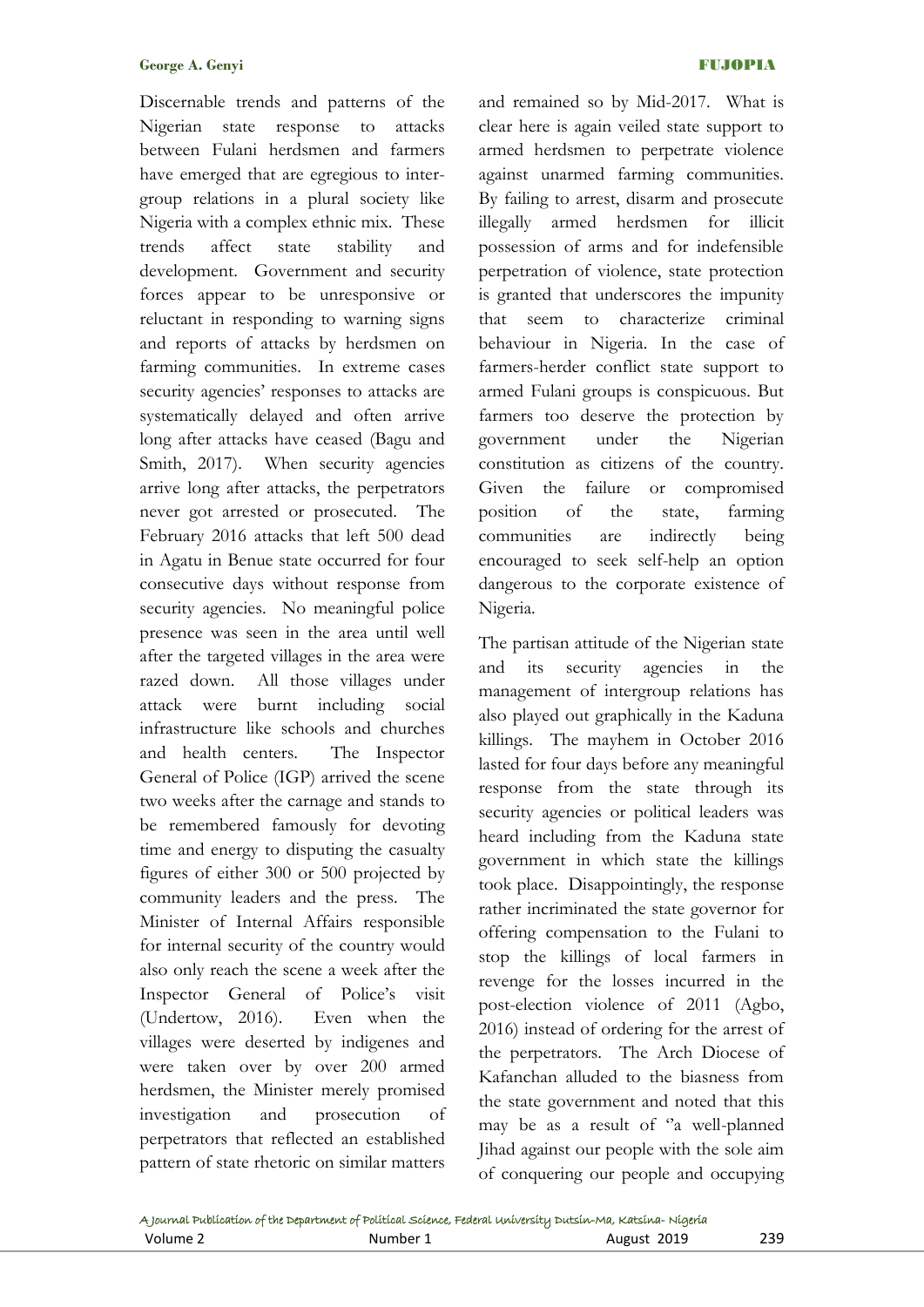Discernable trends and patterns of the Nigerian state response to attacks between Fulani herdsmen and farmers have emerged that are egregious to inter-group relations in a plural society like Nigeria with a complex ethnic mix. These trends affect state stability and development. Government and security forces appear to be unresponsive or reluctant in responding to warning signs and reports of attacks by herdsmen on farming communities. In extreme cases security agencies' responses to attacks are systematically delayed and often arrive long after attacks have ceased (Bagu and Smith, 2017). When security agencies arrive long after attacks, the perpetrators never got arrested or prosecuted. The February 2016 attacks that left 500 dead in Agatu in Benue state occurred for four consecutive days without response from security agencies. No meaningful police presence was seen in the area until well after the targeted villages in the area were razed down. All those villages under attack were burnt including social infrastructure like schools and churches and health centers. The Inspector General of Police (IGP) arrived the scene two weeks after the carnage and stands to be remembered famously for devoting time and energy to disputing the casualty figures of either 300 or 500 projected by community leaders and the press. The Minister of Internal Affairs responsible for internal security of the country would also only reach the scene a week after the Inspector General of Police's visit (Undertow, 2016). Even when the villages were deserted by indigenes and were taken over by over 200 armed herdsmen, the Minister merely promised investigation and prosecution of perpetrators that reflected an established pattern of state rhetoric on similar matters and remained so by Mid-2017. What is clear here is again veiled state support to armed herdsmen to perpetrate violence against unarmed farming communities. By failing to arrest, disarm and prosecute illegally armed herdsmen for illicit possession of arms and for indefensible perpetration of violence, state protection is granted that underscores the impunity that seem to characterize criminal behaviour in Nigeria. In the case of farmers-herder conflict state support to armed Fulani groups is conspicuous. But farmers too deserve the protection by government under the Nigerian constitution as citizens of the country. Given the failure or compromised position of the state, farming communities are indirectly being encouraged to seek self-help an option dangerous to the corporate existence of Nigeria.

The partisan attitude of the Nigerian state and its security agencies in the management of intergroup relations has also played out graphically in the Kaduna killings. The mayhem in October 2016 lasted for four days before any meaningful response from the state through its security agencies or political leaders was heard including from the Kaduna state government in which state the killings took place. Disappointingly, the response rather incriminated the state governor for offering compensation to the Fulani to stop the killings of local farmers in revenge for the losses incurred in the post-election violence of 2011 (Agbo, 2016) instead of ordering for the arrest of the perpetrators. The Arch Diocese of Kafanchan alluded to the biasness from the state government and noted that this may be as a result of "a well-planned Jihad against our people with the sole aim of conquering our people and occupying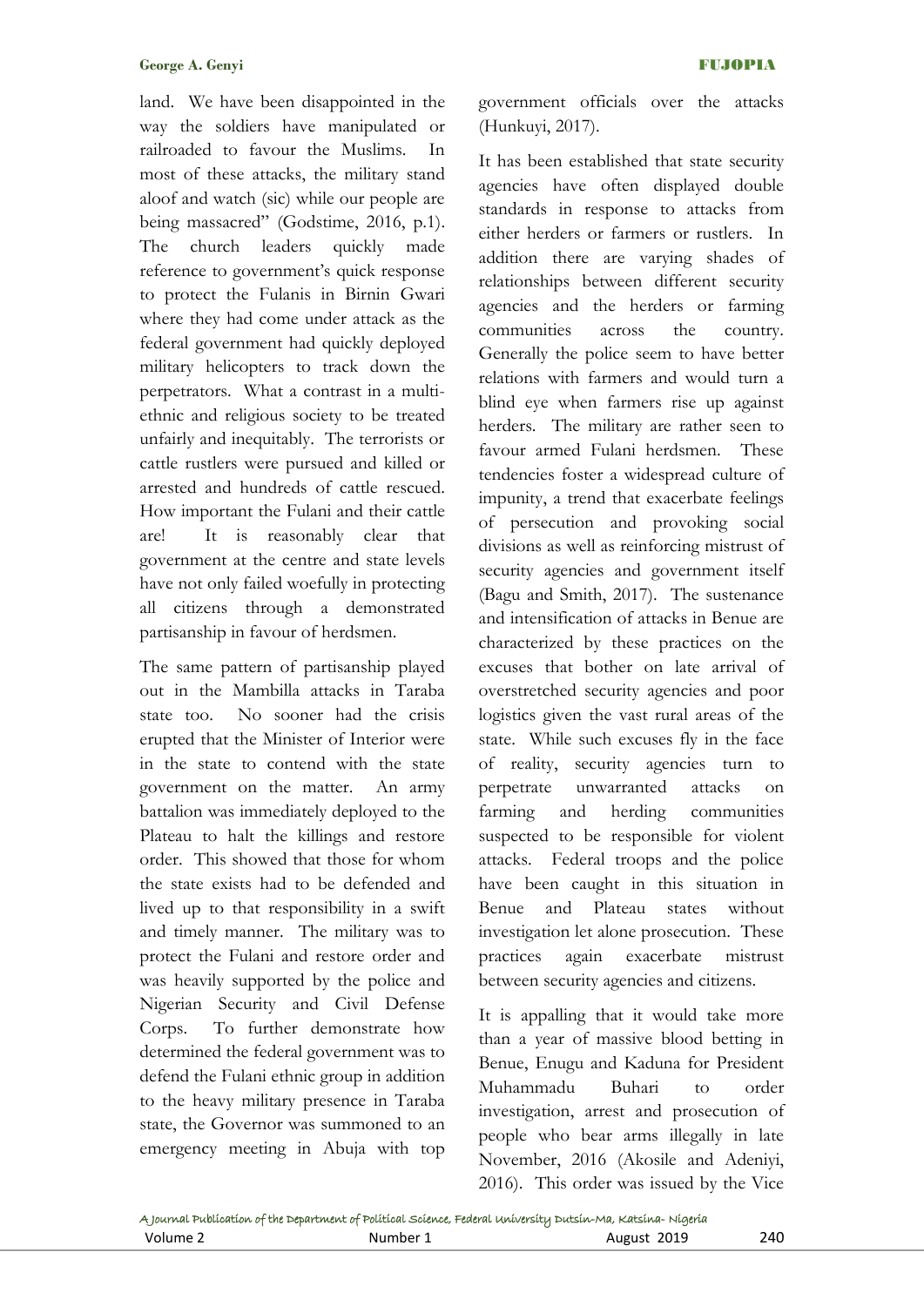land. We have been disappointed in the way the soldiers have manipulated or railroaded to favour the Muslims. In most of these attacks, the military stand aloof and watch (sic) while our people are being massacred" (Godstime, 2016, p.1). The church leaders quickly made reference to government's quick response to protect the Fulanis in Birnin Gwari where they had come under attack as the federal government had quickly deployed military helicopters to track down the perpetrators. What a contrast in a multi-ethnic and religious society to be treated unfairly and inequitably. The terrorists or cattle rustlers were pursued and killed or arrested and hundreds of cattle rescued. How important the Fulani and their cattle are! It is reasonably clear that government at the centre and state levels have not only failed woefully in protecting all citizens through a demonstrated partisanship in favour of herdsmen.

The same pattern of partisanship played out in the Mambilla attacks in Taraba state too. No sooner had the crisis erupted that the Minister of Interior were in the state to contend with the state government on the matter. An army battalion was immediately deployed to the Plateau to halt the killings and restore order. This showed that those for whom the state exists had to be defended and lived up to that responsibility in a swift and timely manner. The military was to protect the Fulani and restore order and was heavily supported by the police and Nigerian Security and Civil Defense Corps. To further demonstrate how determined the federal government was to defend the Fulani ethnic group in addition to the heavy military presence in Taraba state, the Governor was summoned to an emergency meeting in Abuja with top government officials over the attacks (Hunkuyi, 2017).

It has been established that state security agencies have often displayed double standards in response to attacks from either herders or farmers or rustlers. In addition there are varying shades of relationships between different security agencies and the herders or farming communities across the country. Generally the police seem to have better relations with farmers and would turn a blind eye when farmers rise up against herders. The military are rather seen to favour armed Fulani herdsmen. These tendencies foster a widespread culture of impunity, a trend that exacerbate feelings of persecution and provoking social divisions as well as reinforcing mistrust of security agencies and government itself (Bagu and Smith, 2017). The sustenance and intensification of attacks in Benue are characterized by these practices on the excuses that bother on late arrival of overstretched security agencies and poor logistics given the vast rural areas of the state. While such excuses fly in the face of reality, security agencies turn to perpetrate unwarranted attacks on farming and herding communities suspected to be responsible for violent attacks. Federal troops and the police have been caught in this situation in Benue and Plateau states without investigation let alone prosecution. These practices again exacerbate mistrust between security agencies and citizens.

It is appalling that it would take more than a year of massive blood betting in Benue, Enugu and Kaduna for President Muhammadu Buhari to order investigation, arrest and prosecution of people who bear arms illegally in late November, 2016 (Akosile and Adeniyi, 2016). This order was issued by the Vice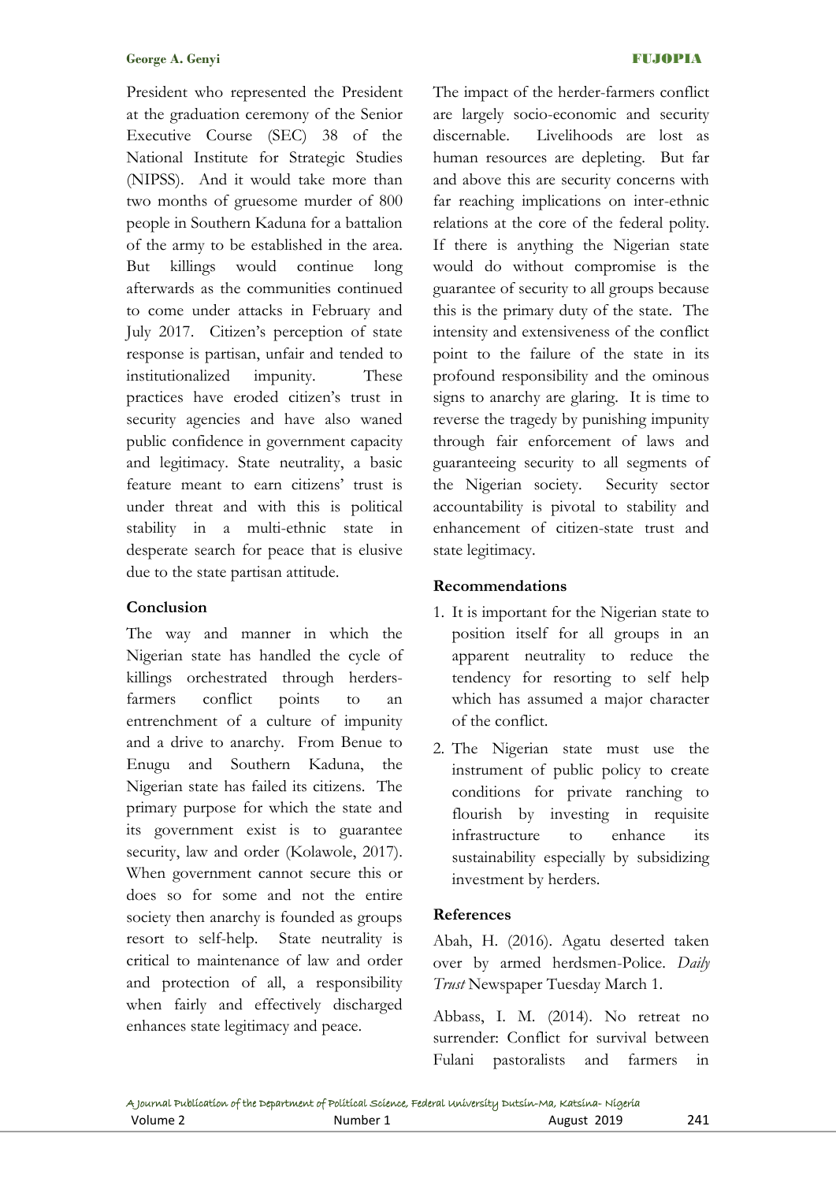President who represented the President at the graduation ceremony of the Senior Executive Course (SEC) 38 of the National Institute for Strategic Studies (NIPSS). And it would take more than two months of gruesome murder of 800 people in Southern Kaduna for a battalion of the army to be established in the area. But killings would continue long afterwards as the communities continued to come under attacks in February and July 2017. Citizen's perception of state response is partisan, unfair and tended to institutionalized impunity. These practices have eroded citizen's trust in security agencies and have also waned public confidence in government capacity and legitimacy. State neutrality, a basic feature meant to earn citizens' trust is under threat and with this is political stability in a multi-ethnic state in desperate search for peace that is elusive due to the state partisan attitude.

## Conclusion

The way and manner in which the Nigerian state has handled the cycle of killings orchestrated through herders-farmers conflict points to an entrenchment of a culture of impunity and a drive to anarchy. From Benue to Enugu and Southern Kaduna, the Nigerian state has failed its citizens. The primary purpose for which the state and its government exist is to guarantee security, law and order (Kolawole, 2017). When government cannot secure this or does so for some and not the entire society then anarchy is founded as groups resort to self-help. State neutrality is critical to maintenance of law and order and protection of all, a responsibility when fairly and effectively discharged enhances state legitimacy and peace.

The impact of the herder-farmers conflict are largely socio-economic and security discernable. Livelihoods are lost as human resources are depleting. But far and above this are security concerns with far reaching implications on inter-ethnic relations at the core of the federal polity. If there is anything the Nigerian state would do without compromise is the guarantee of security to all groups because this is the primary duty of the state. The intensity and extensiveness of the conflict point to the failure of the state in its profound responsibility and the ominous signs to anarchy are glaring. It is time to reverse the tragedy by punishing impunity through fair enforcement of laws and guaranteeing security to all segments of the Nigerian society. Security sector accountability is pivotal to stability and enhancement of citizen-state trust and state legitimacy.

## Recommendations

1. It is important for the Nigerian state to position itself for all groups in an apparent neutrality to reduce the tendency for resorting to self help which has assumed a major character of the conflict.
2. The Nigerian state must use the instrument of public policy to create conditions for private ranching to flourish by investing in requisite infrastructure to enhance its sustainability especially by subsidizing investment by herders.

## References

Abah, H. (2016). Agatu deserted taken over by armed herdsmen-Police. *Daily Trust* Newspaper Tuesday March 1.

Abbass, I. M. (2014). No retreat no surrender: Conflict for survival between Fulani pastoralists and farmers in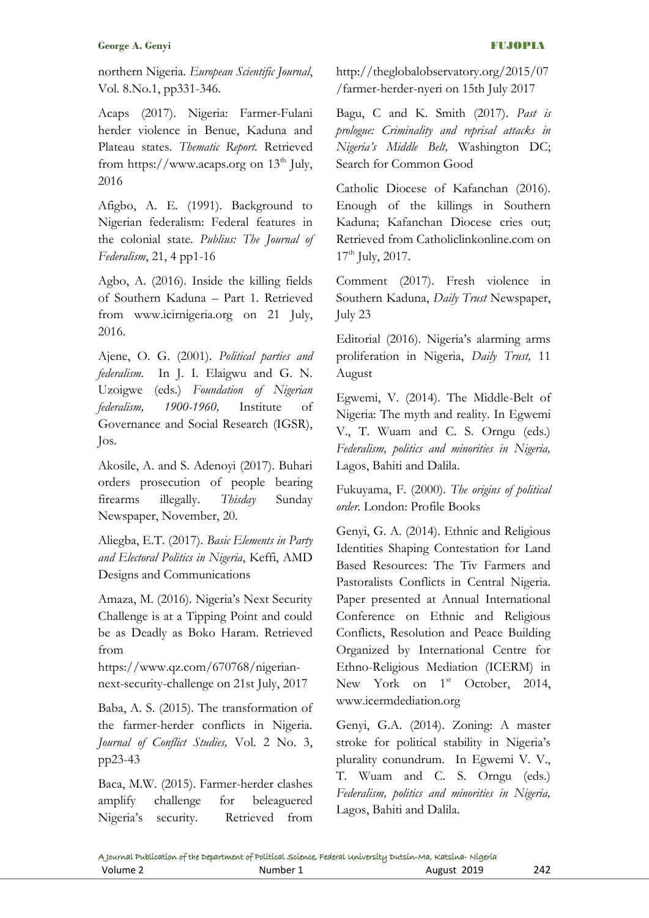northern Nigeria. *European Scientific Journal*, Vol. 8.No.1, pp331-346.

Acaps (2017). Nigeria: Farmer-Fulani herder violence in Benue, Kaduna and Plateau states. *Thematic Report.* Retrieved from https://www.acaps.org on 13th July, 2016

Afigbo, A. E. (1991). Background to Nigerian federalism: Federal features in the colonial state. *Publius: The Journal of Federalism*, 21, 4 pp1-16

Agbo, A. (2016). Inside the killing fields of Southern Kaduna – Part 1. Retrieved from www.icirnigeria.org on 21 July, 2016.

Ajene, O. G. (2001). *Political parties and federalism.* In J. I. Elaigwu and G. N. Uzoigwe (eds.) *Foundation of Nigerian federalism, 1900-1960,* Institute of Governance and Social Research (IGSR), Jos.

Akosile, A. and S. Adenoyi (2017). Buhari orders prosecution of people bearing firearms illegally. *Thisday* Sunday Newspaper, November, 20.

Aliegba, E.T. (2017). *Basic Elements in Party and Electoral Politics in Nigeria*, Keffi, AMD Designs and Communications

Amaza, M. (2016). Nigeria's Next Security Challenge is at a Tipping Point and could be as Deadly as Boko Haram. Retrieved from https://www.qz.com/670768/nigerian-next-security-challenge on 21st July, 2017

Baba, A. S. (2015). The transformation of the farmer-herder conflicts in Nigeria. *Journal of Conflict Studies,* Vol. 2 No. 3, pp23-43

Baca, M.W. (2015). Farmer-herder clashes amplify challenge for beleaguered Nigeria's security. Retrieved from http://theglobalobservatory.org/2015/07/farmer-herder-nyeri on 15th July 2017

Bagu, C and K. Smith (2017). *Past is prologue: Criminality and reprisal attacks in Nigeria's Middle Belt,* Washington DC; Search for Common Good

Catholic Diocese of Kafanchan (2016). Enough of the killings in Southern Kaduna; Kafanchan Diocese cries out; Retrieved from Catholiclinkonline.com on 17th July, 2017.

Comment (2017). Fresh violence in Southern Kaduna, *Daily Trust* Newspaper, July 23

Editorial (2016). Nigeria's alarming arms proliferation in Nigeria, *Daily Trust,* 11 August

Egwemi, V. (2014). The Middle-Belt of Nigeria: The myth and reality. In Egwemi V., T. Wuam and C. S. Orngu (eds.) *Federalism, politics and minorities in Nigeria,* Lagos, Bahiti and Dalila.

Fukuyama, F. (2000). *The origins of political order*. London: Profile Books

Genyi, G. A. (2014). Ethnic and Religious Identities Shaping Contestation for Land Based Resources: The Tiv Farmers and Pastoralists Conflicts in Central Nigeria. Paper presented at Annual International Conference on Ethnic and Religious Conflicts, Resolution and Peace Building Organized by International Centre for Ethno-Religious Mediation (ICERM) in New York on 1st October, 2014, www.icermdediation.org

Genyi, G.A. (2014). Zoning: A master stroke for political stability in Nigeria's plurality conundrum. In Egwemi V. V., T. Wuam and C. S. Orngu (eds.) *Federalism, politics and minorities in Nigeria,* Lagos, Bahiti and Dalila.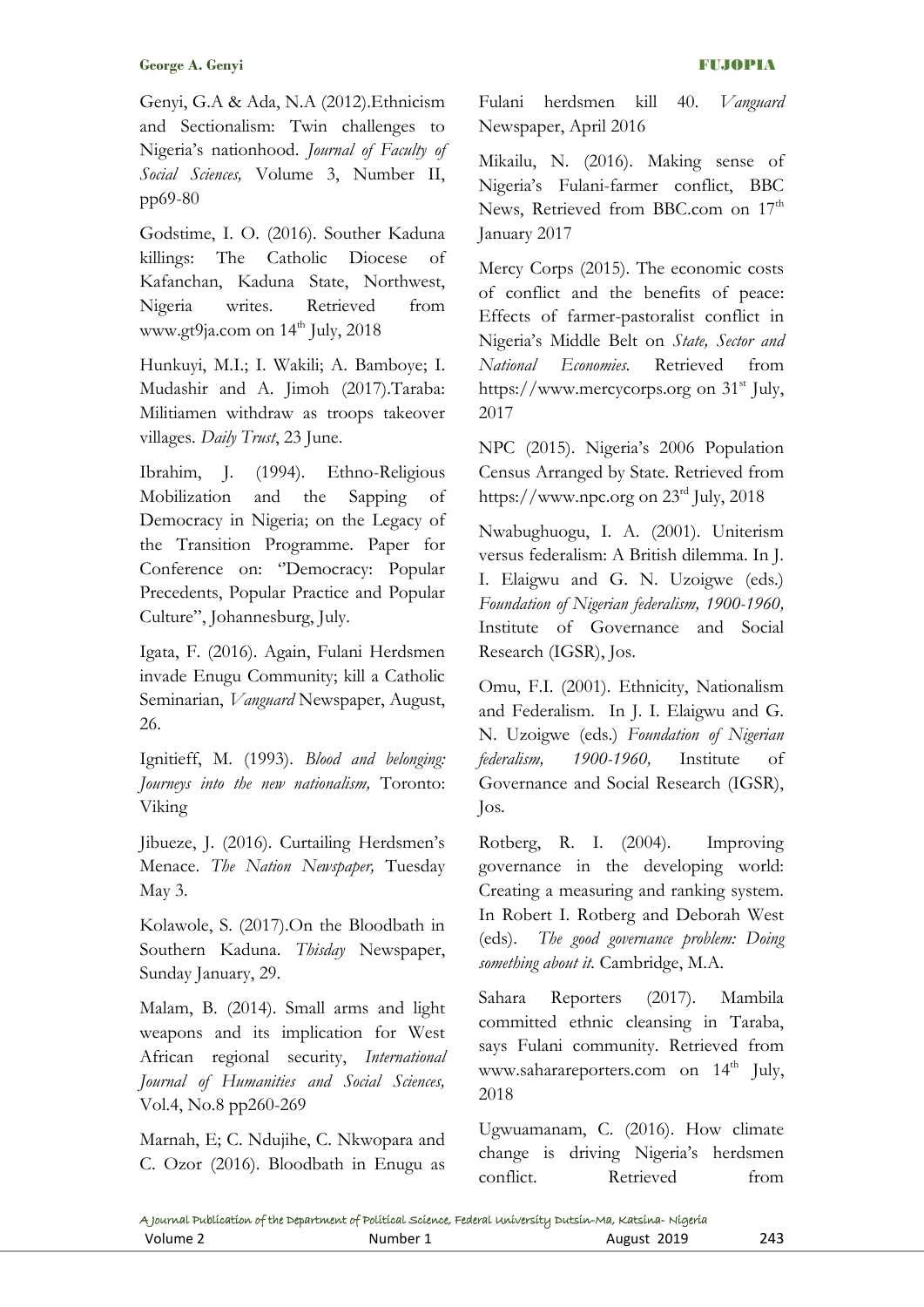Genyi, G.A & Ada, N.A (2012).Ethnicism and Sectionalism: Twin challenges to Nigeria's nationhood. *Journal of Faculty of Social Sciences,* Volume 3, Number II, pp69-80

Godstime, I. O. (2016). Souther Kaduna killings: The Catholic Diocese of Kafanchan, Kaduna State, Northwest, Nigeria writes. Retrieved from www.gt9ja.com on 14th July, 2018

Hunkuyi, M.I.; I. Wakili; A. Bamboye; I. Mudashir and A. Jimoh (2017).Taraba: Militiamen withdraw as troops takeover villages. *Daily Trust*, 23 June.

Ibrahim, J. (1994). Ethno-Religious Mobilization and the Sapping of Democracy in Nigeria; on the Legacy of the Transition Programme. Paper for Conference on: "Democracy: Popular Precedents, Popular Practice and Popular Culture", Johannesburg, July.

Igata, F. (2016). Again, Fulani Herdsmen invade Enugu Community; kill a Catholic Seminarian, *Vanguard* Newspaper, August, 26.

Ignitieff, M. (1993). *Blood and belonging: Journeys into the new nationalism,* Toronto: Viking

Jibueze, J. (2016). Curtailing Herdsmen's Menace. *The Nation Newspaper,* Tuesday May 3.

Kolawole, S. (2017).On the Bloodbath in Southern Kaduna. *Thisday* Newspaper, Sunday January, 29.

Malam, B. (2014). Small arms and light weapons and its implication for West African regional security, *International Journal of Humanities and Social Sciences,* Vol.4, No.8 pp260-269

Marnah, E; C. Ndujihe, C. Nkwopara and C. Ozor (2016). Bloodbath in Enugu as Fulani herdsmen kill 40. *Vanguard* Newspaper, April 2016

Mikailu, N. (2016). Making sense of Nigeria's Fulani-farmer conflict, BBC News, Retrieved from BBC.com on 17th January 2017

Mercy Corps (2015). The economic costs of conflict and the benefits of peace: Effects of farmer-pastoralist conflict in Nigeria's Middle Belt on *State, Sector and National Economies.* Retrieved from https://www.mercycorps.org on 31st July, 2017

NPC (2015). Nigeria's 2006 Population Census Arranged by State. Retrieved from https://www.npc.org on 23rd July, 2018

Nwabughuogu, I. A. (2001). Uniterism versus federalism: A British dilemma. In J. I. Elaigwu and G. N. Uzoigwe (eds.) *Foundation of Nigerian federalism, 1900-1960,* Institute of Governance and Social Research (IGSR), Jos.

Omu, F.I. (2001). Ethnicity, Nationalism and Federalism. In J. I. Elaigwu and G. N. Uzoigwe (eds.) *Foundation of Nigerian federalism, 1900-1960,* Institute of Governance and Social Research (IGSR), Jos.

Rotberg, R. I. (2004). Improving governance in the developing world: Creating a measuring and ranking system. In Robert I. Rotberg and Deborah West (eds). *The good governance problem: Doing something about it.* Cambridge, M.A.

Sahara Reporters (2017). Mambila committed ethnic cleansing in Taraba, says Fulani community. Retrieved from www.saharareporters.com on 14th July, 2018

Ugwuamanam, C. (2016). How climate change is driving Nigeria's herdsmen conflict. Retrieved from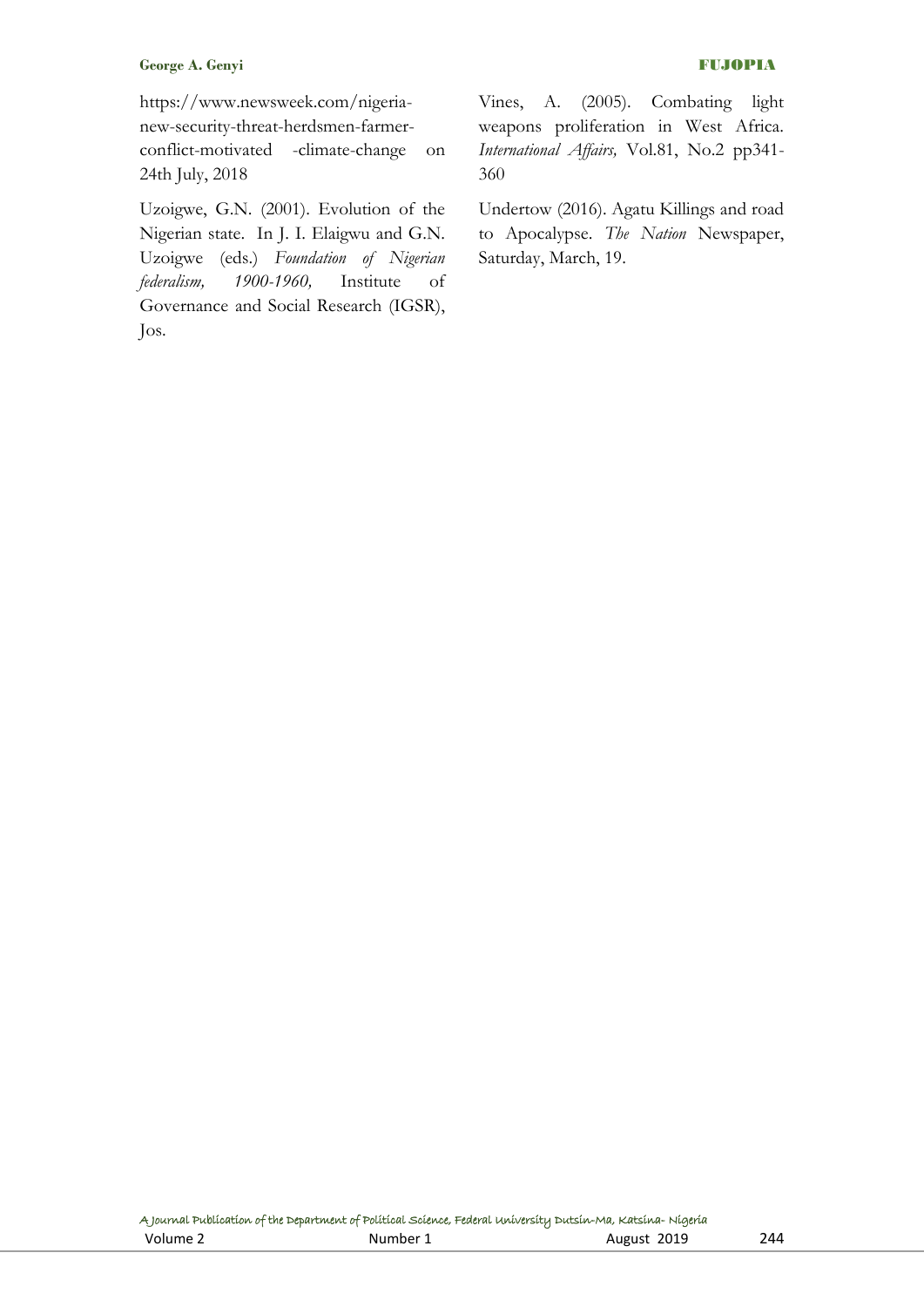https://www.newsweek.com/nigeria-new-security-threat-herdsmen-farmer-conflict-motivated -climate-change on 24th July, 2018

Uzoigwe, G.N. (2001). Evolution of the Nigerian state. In J. I. Elaigwu and G.N. Uzoigwe (eds.) *Foundation of Nigerian federalism, 1900-1960,* Institute of Governance and Social Research (IGSR), Jos.

Vines, A. (2005). Combating light weapons proliferation in West Africa. *International Affairs,* Vol.81, No.2 pp341-360

Undertow (2016). Agatu Killings and road to Apocalypse. *The Nation* Newspaper, Saturday, March, 19.